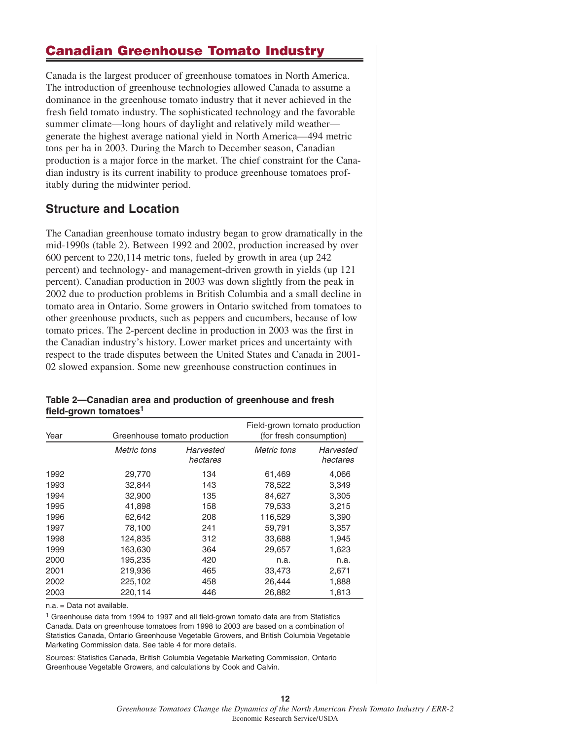# Canadian Greenhouse Tomato Industry

Canada is the largest producer of greenhouse tomatoes in North America. The introduction of greenhouse technologies allowed Canada to assume a dominance in the greenhouse tomato industry that it never achieved in the fresh field tomato industry. The sophisticated technology and the favorable summer climate—long hours of daylight and relatively mild weather—generate the highest average national yield in North America—494 metric tons per ha in 2003. During the March to December season, Canadian production is a major force in the market. The chief constraint for the Canadian industry is its current inability to produce greenhouse tomatoes profitably during the midwinter period.

## Structure and Location

The Canadian greenhouse tomato industry began to grow dramatically in the mid-1990s (table 2). Between 1992 and 2002, production increased by over 600 percent to 220,114 metric tons, fueled by growth in area (up 242 percent) and technology- and management-driven growth in yields (up 121 percent). Canadian production in 2003 was down slightly from the peak in 2002 due to production problems in British Columbia and a small decline in tomato area in Ontario. Some growers in Ontario switched from tomatoes to other greenhouse products, such as peppers and cucumbers, because of low tomato prices. The 2-percent decline in production in 2003 was the first in the Canadian industry's history. Lower market prices and uncertainty with respect to the trade disputes between the United States and Canada in 2001-02 slowed expansion. Some new greenhouse construction continues in

**Table 2—Canadian area and production of greenhouse and fresh field-grown tomatoes[1]**

| Year | Greenhouse tomato production | | Field-grown tomato production (for fresh consumption) | |
|---|---|---|---|---|
| | *Metric tons* | *Harvested hectares* | *Metric tons* | *Harvested hectares* |
| 1992 | 29,770 | 134 | 61,469 | 4,066 |
| 1993 | 32,844 | 143 | 78,522 | 3,349 |
| 1994 | 32,900 | 135 | 84,627 | 3,305 |
| 1995 | 41,898 | 158 | 79,533 | 3,215 |
| 1996 | 62,642 | 208 | 116,529 | 3,390 |
| 1997 | 78,100 | 241 | 59,791 | 3,357 |
| 1998 | 124,835 | 312 | 33,688 | 1,945 |
| 1999 | 163,630 | 364 | 29,657 | 1,623 |
| 2000 | 195,235 | 420 | n.a. | n.a. |
| 2001 | 219,936 | 465 | 33,473 | 2,671 |
| 2002 | 225,102 | 458 | 26,444 | 1,888 |
| 2003 | 220,114 | 446 | 26,882 | 1,813 |

n.a. = Data not available.

[1] Greenhouse data from 1994 to 1997 and all field-grown tomato data are from Statistics Canada. Data on greenhouse tomatoes from 1998 to 2003 are based on a combination of Statistics Canada, Ontario Greenhouse Vegetable Growers, and British Columbia Vegetable Marketing Commission data. See table 4 for more details.

Sources: Statistics Canada, British Columbia Vegetable Marketing Commission, Ontario Greenhouse Vegetable Growers, and calculations by Cook and Calvin.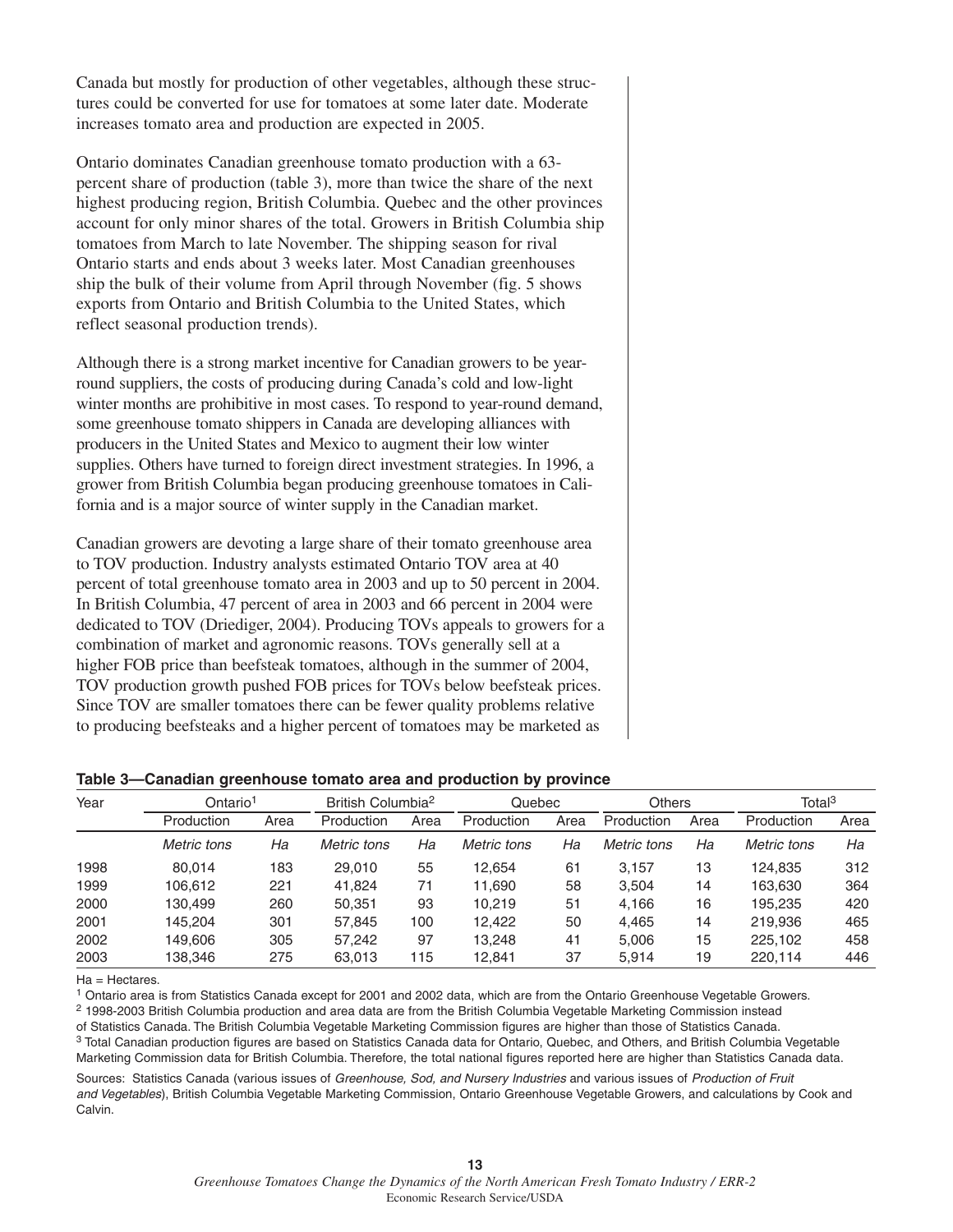Canada but mostly for production of other vegetables, although these structures could be converted for use for tomatoes at some later date. Moderate increases tomato area and production are expected in 2005.

Ontario dominates Canadian greenhouse tomato production with a 63-percent share of production (table 3), more than twice the share of the next highest producing region, British Columbia. Quebec and the other provinces account for only minor shares of the total. Growers in British Columbia ship tomatoes from March to late November. The shipping season for rival Ontario starts and ends about 3 weeks later. Most Canadian greenhouses ship the bulk of their volume from April through November (fig. 5 shows exports from Ontario and British Columbia to the United States, which reflect seasonal production trends).

Although there is a strong market incentive for Canadian growers to be year-round suppliers, the costs of producing during Canada's cold and low-light winter months are prohibitive in most cases. To respond to year-round demand, some greenhouse tomato shippers in Canada are developing alliances with producers in the United States and Mexico to augment their low winter supplies. Others have turned to foreign direct investment strategies. In 1996, a grower from British Columbia began producing greenhouse tomatoes in California and is a major source of winter supply in the Canadian market.

Canadian growers are devoting a large share of their tomato greenhouse area to TOV production. Industry analysts estimated Ontario TOV area at 40 percent of total greenhouse tomato area in 2003 and up to 50 percent in 2004. In British Columbia, 47 percent of area in 2003 and 66 percent in 2004 were dedicated to TOV (Driediger, 2004). Producing TOVs appeals to growers for a combination of market and agronomic reasons. TOVs generally sell at a higher FOB price than beefsteak tomatoes, although in the summer of 2004, TOV production growth pushed FOB prices for TOVs below beefsteak prices. Since TOV are smaller tomatoes there can be fewer quality problems relative to producing beefsteaks and a higher percent of tomatoes may be marketed as

**Table 3—Canadian greenhouse tomato area and production by province**

| Year | Ontario[1] | | British Columbia[2] | | Quebec | | Others | | Total[3] | |
|---|---|---|---|---|---|---|---|---|---|---|
| | Production | Area | Production | Area | Production | Area | Production | Area | Production | Area |
| | *Metric tons* | *Ha* | *Metric tons* | *Ha* | *Metric tons* | *Ha* | *Metric tons* | *Ha* | *Metric tons* | *Ha* |
| 1998 | 80,014 | 183 | 29,010 | 55 | 12,654 | 61 | 3,157 | 13 | 124,835 | 312 |
| 1999 | 106,612 | 221 | 41,824 | 71 | 11,690 | 58 | 3,504 | 14 | 163,630 | 364 |
| 2000 | 130,499 | 260 | 50,351 | 93 | 10,219 | 51 | 4,166 | 16 | 195,235 | 420 |
| 2001 | 145,204 | 301 | 57,845 | 100 | 12,422 | 50 | 4,465 | 14 | 219,936 | 465 |
| 2002 | 149,606 | 305 | 57,242 | 97 | 13,248 | 41 | 5,006 | 15 | 225,102 | 458 |
| 2003 | 138,346 | 275 | 63,013 | 115 | 12,841 | 37 | 5,914 | 19 | 220,114 | 446 |

Ha = Hectares.

[1] Ontario area is from Statistics Canada except for 2001 and 2002 data, which are from the Ontario Greenhouse Vegetable Growers.

[2] 1998-2003 British Columbia production and area data are from the British Columbia Vegetable Marketing Commission instead of Statistics Canada. The British Columbia Vegetable Marketing Commission figures are higher than those of Statistics Canada.

[3] Total Canadian production figures are based on Statistics Canada data for Ontario, Quebec, and Others, and British Columbia Vegetable Marketing Commission data for British Columbia. Therefore, the total national figures reported here are higher than Statistics Canada data.

Sources: Statistics Canada (various issues of *Greenhouse, Sod, and Nursery Industries* and various issues of *Production of Fruit and Vegetables*), British Columbia Vegetable Marketing Commission, Ontario Greenhouse Vegetable Growers, and calculations by Cook and Calvin.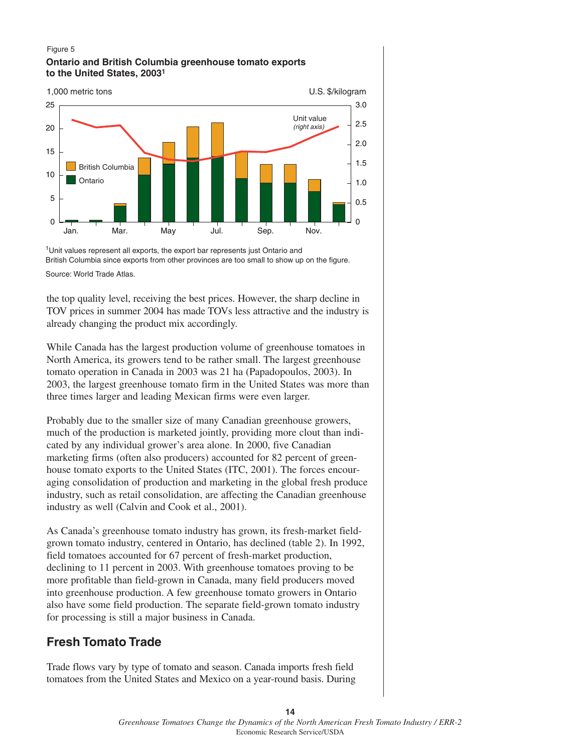Figure 5

**Ontario and British Columbia greenhouse tomato exports to the United States, 2003[1]**

[1]Unit values represent all exports, the export bar represents just Ontario and British Columbia since exports from other provinces are too small to show up on the figure.

Source: World Trade Atlas.

the top quality level, receiving the best prices. However, the sharp decline in TOV prices in summer 2004 has made TOVs less attractive and the industry is already changing the product mix accordingly.

While Canada has the largest production volume of greenhouse tomatoes in North America, its growers tend to be rather small. The largest greenhouse tomato operation in Canada in 2003 was 21 ha (Papadopoulos, 2003). In 2003, the largest greenhouse tomato firm in the United States was more than three times larger and leading Mexican firms were even larger.

Probably due to the smaller size of many Canadian greenhouse growers, much of the production is marketed jointly, providing more clout than indicated by any individual grower's area alone. In 2000, five Canadian marketing firms (often also producers) accounted for 82 percent of greenhouse tomato exports to the United States (ITC, 2001). The forces encouraging consolidation of production and marketing in the global fresh produce industry, such as retail consolidation, are affecting the Canadian greenhouse industry as well (Calvin and Cook et al., 2001).

As Canada's greenhouse tomato industry has grown, its fresh-market field-grown tomato industry, centered in Ontario, has declined (table 2). In 1992, field tomatoes accounted for 67 percent of fresh-market production, declining to 11 percent in 2003. With greenhouse tomatoes proving to be more profitable than field-grown in Canada, many field producers moved into greenhouse production. A few greenhouse tomato growers in Ontario also have some field production. The separate field-grown tomato industry for processing is still a major business in Canada.

## Fresh Tomato Trade

Trade flows vary by type of tomato and season. Canada imports fresh field tomatoes from the United States and Mexico on a year-round basis. During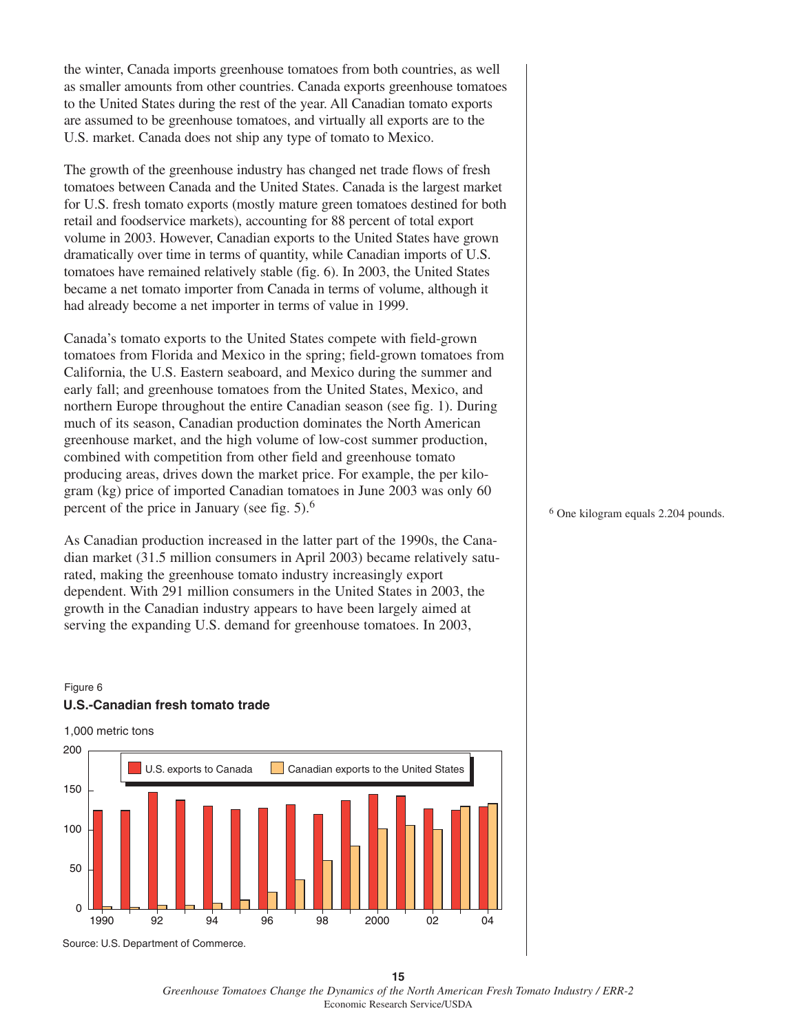the winter, Canada imports greenhouse tomatoes from both countries, as well as smaller amounts from other countries. Canada exports greenhouse tomatoes to the United States during the rest of the year. All Canadian tomato exports are assumed to be greenhouse tomatoes, and virtually all exports are to the U.S. market. Canada does not ship any type of tomato to Mexico.

The growth of the greenhouse industry has changed net trade flows of fresh tomatoes between Canada and the United States. Canada is the largest market for U.S. fresh tomato exports (mostly mature green tomatoes destined for both retail and foodservice markets), accounting for 88 percent of total export volume in 2003. However, Canadian exports to the United States have grown dramatically over time in terms of quantity, while Canadian imports of U.S. tomatoes have remained relatively stable (fig. 6). In 2003, the United States became a net tomato importer from Canada in terms of volume, although it had already become a net importer in terms of value in 1999.

Canada's tomato exports to the United States compete with field-grown tomatoes from Florida and Mexico in the spring; field-grown tomatoes from California, the U.S. Eastern seaboard, and Mexico during the summer and early fall; and greenhouse tomatoes from the United States, Mexico, and northern Europe throughout the entire Canadian season (see fig. 1). During much of its season, Canadian production dominates the North American greenhouse market, and the high volume of low-cost summer production, combined with competition from other field and greenhouse tomato producing areas, drives down the market price. For example, the per kilogram (kg) price of imported Canadian tomatoes in June 2003 was only 60 percent of the price in January (see fig. 5).[6]

As Canadian production increased in the latter part of the 1990s, the Canadian market (31.5 million consumers in April 2003) became relatively saturated, making the greenhouse tomato industry increasingly export dependent. With 291 million consumers in the United States in 2003, the growth in the Canadian industry appears to have been largely aimed at serving the expanding U.S. demand for greenhouse tomatoes. In 2003,

[6] One kilogram equals 2.204 pounds.

Figure 6

**U.S.-Canadian fresh tomato trade**

1,000 metric tons

U.S. exports to Canada; Canadian exports to the United States

Source: U.S. Department of Commerce.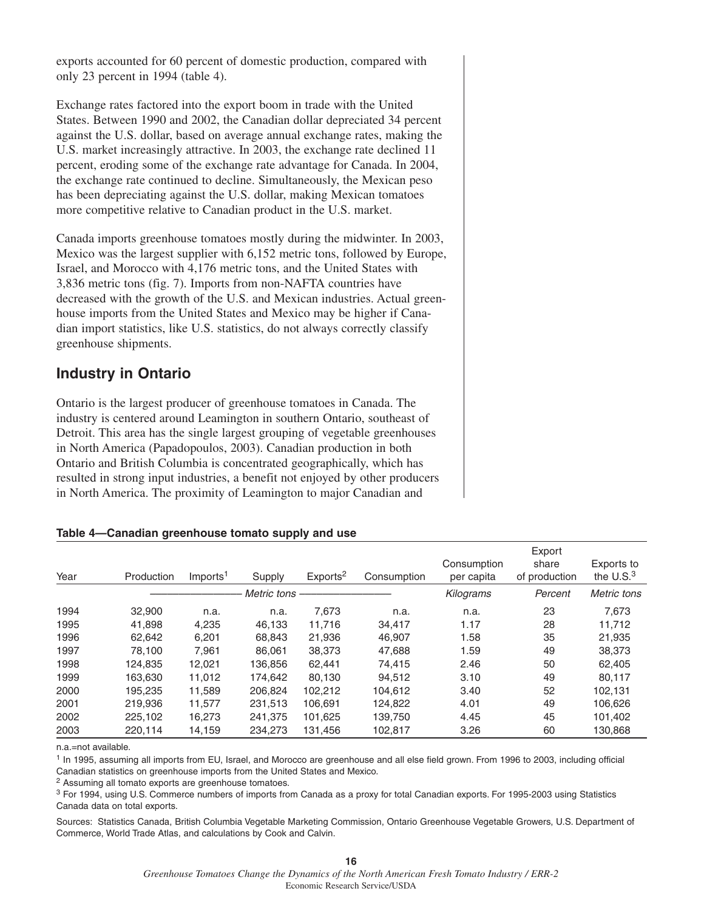exports accounted for 60 percent of domestic production, compared with only 23 percent in 1994 (table 4).

Exchange rates factored into the export boom in trade with the United States. Between 1990 and 2002, the Canadian dollar depreciated 34 percent against the U.S. dollar, based on average annual exchange rates, making the U.S. market increasingly attractive. In 2003, the exchange rate declined 11 percent, eroding some of the exchange rate advantage for Canada. In 2004, the exchange rate continued to decline. Simultaneously, the Mexican peso has been depreciating against the U.S. dollar, making Mexican tomatoes more competitive relative to Canadian product in the U.S. market.

Canada imports greenhouse tomatoes mostly during the midwinter. In 2003, Mexico was the largest supplier with 6,152 metric tons, followed by Europe, Israel, and Morocco with 4,176 metric tons, and the United States with 3,836 metric tons (fig. 7). Imports from non-NAFTA countries have decreased with the growth of the U.S. and Mexican industries. Actual greenhouse imports from the United States and Mexico may be higher if Canadian import statistics, like U.S. statistics, do not always correctly classify greenhouse shipments.

## Industry in Ontario

Ontario is the largest producer of greenhouse tomatoes in Canada. The industry is centered around Leamington in southern Ontario, southeast of Detroit. This area has the single largest grouping of vegetable greenhouses in North America (Papadopoulos, 2003). Canadian production in both Ontario and British Columbia is concentrated geographically, which has resulted in strong input industries, a benefit not enjoyed by other producers in North America. The proximity of Leamington to major Canadian and

**Table 4—Canadian greenhouse tomato supply and use**

| Year | Production | Imports[1] | Supply | Exports[2] | Consumption | Consumption per capita | Export share of production | Exports to the U.S.[3] |
|---|---|---|---|---|---|---|---|---|
| | *Metric tons* | | | | | *Kilograms* | *Percent* | *Metric tons* |
| 1994 | 32,900 | n.a. | n.a. | 7,673 | n.a. | n.a. | 23 | 7,673 |
| 1995 | 41,898 | 4,235 | 46,133 | 11,716 | 34,417 | 1.17 | 28 | 11,712 |
| 1996 | 62,642 | 6,201 | 68,843 | 21,936 | 46,907 | 1.58 | 35 | 21,935 |
| 1997 | 78,100 | 7,961 | 86,061 | 38,373 | 47,688 | 1.59 | 49 | 38,373 |
| 1998 | 124,835 | 12,021 | 136,856 | 62,441 | 74,415 | 2.46 | 50 | 62,405 |
| 1999 | 163,630 | 11,012 | 174,642 | 80,130 | 94,512 | 3.10 | 49 | 80,117 |
| 2000 | 195,235 | 11,589 | 206,824 | 102,212 | 104,612 | 3.40 | 52 | 102,131 |
| 2001 | 219,936 | 11,577 | 231,513 | 106,691 | 124,822 | 4.01 | 49 | 106,626 |
| 2002 | 225,102 | 16,273 | 241,375 | 101,625 | 139,750 | 4.45 | 45 | 101,402 |
| 2003 | 220,114 | 14,159 | 234,273 | 131,456 | 102,817 | 3.26 | 60 | 130,868 |

n.a.=not available.

[1] In 1995, assuming all imports from EU, Israel, and Morocco are greenhouse and all else field grown. From 1996 to 2003, including official Canadian statistics on greenhouse imports from the United States and Mexico.

[2] Assuming all tomato exports are greenhouse tomatoes.

[3] For 1994, using U.S. Commerce numbers of imports from Canada as a proxy for total Canadian exports. For 1995-2003 using Statistics Canada data on total exports.

Sources: Statistics Canada, British Columbia Vegetable Marketing Commission, Ontario Greenhouse Vegetable Growers, U.S. Department of Commerce, World Trade Atlas, and calculations by Cook and Calvin.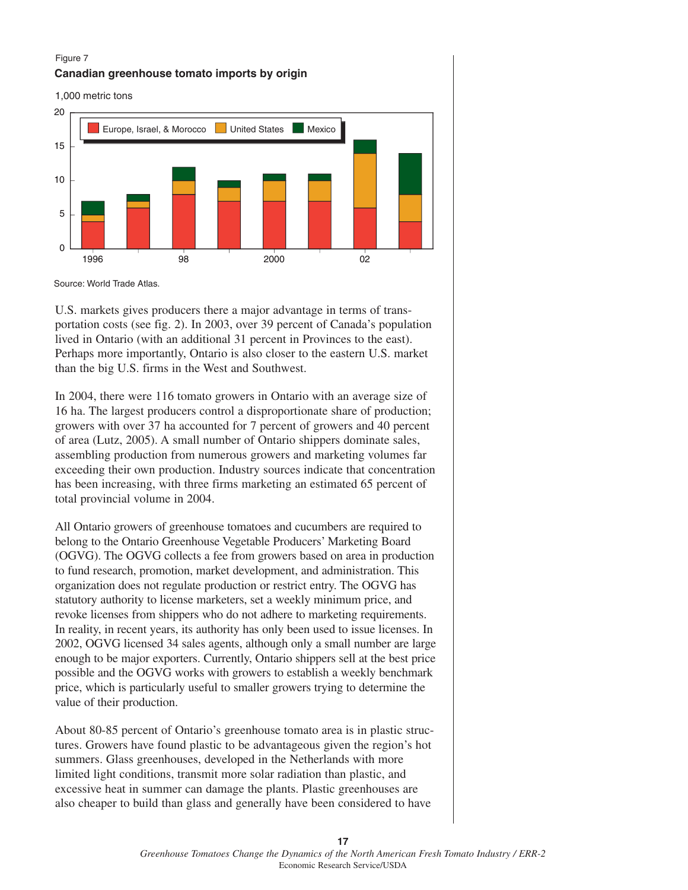Figure 7

**Canadian greenhouse tomato imports by origin**

1,000 metric tons

Source: World Trade Atlas.

U.S. markets gives producers there a major advantage in terms of transportation costs (see fig. 2). In 2003, over 39 percent of Canada's population lived in Ontario (with an additional 31 percent in Provinces to the east). Perhaps more importantly, Ontario is also closer to the eastern U.S. market than the big U.S. firms in the West and Southwest.

In 2004, there were 116 tomato growers in Ontario with an average size of 16 ha. The largest producers control a disproportionate share of production; growers with over 37 ha accounted for 7 percent of growers and 40 percent of area (Lutz, 2005). A small number of Ontario shippers dominate sales, assembling production from numerous growers and marketing volumes far exceeding their own production. Industry sources indicate that concentration has been increasing, with three firms marketing an estimated 65 percent of total provincial volume in 2004.

All Ontario growers of greenhouse tomatoes and cucumbers are required to belong to the Ontario Greenhouse Vegetable Producers' Marketing Board (OGVG). The OGVG collects a fee from growers based on area in production to fund research, promotion, market development, and administration. This organization does not regulate production or restrict entry. The OGVG has statutory authority to license marketers, set a weekly minimum price, and revoke licenses from shippers who do not adhere to marketing requirements. In reality, in recent years, its authority has only been used to issue licenses. In 2002, OGVG licensed 34 sales agents, although only a small number are large enough to be major exporters. Currently, Ontario shippers sell at the best price possible and the OGVG works with growers to establish a weekly benchmark price, which is particularly useful to smaller growers trying to determine the value of their production.

About 80-85 percent of Ontario's greenhouse tomato area is in plastic structures. Growers have found plastic to be advantageous given the region's hot summers. Glass greenhouses, developed in the Netherlands with more limited light conditions, transmit more solar radiation than plastic, and excessive heat in summer can damage the plants. Plastic greenhouses are also cheaper to build than glass and generally have been considered to have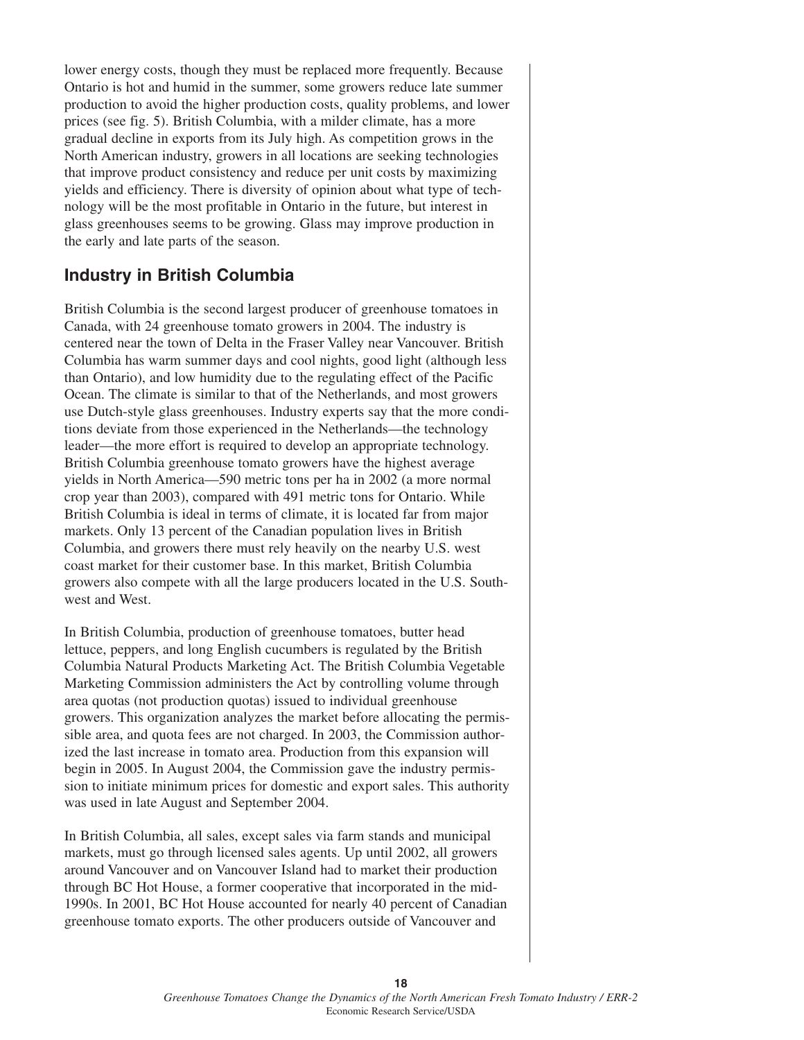lower energy costs, though they must be replaced more frequently. Because Ontario is hot and humid in the summer, some growers reduce late summer production to avoid the higher production costs, quality problems, and lower prices (see fig. 5). British Columbia, with a milder climate, has a more gradual decline in exports from its July high. As competition grows in the North American industry, growers in all locations are seeking technologies that improve product consistency and reduce per unit costs by maximizing yields and efficiency. There is diversity of opinion about what type of technology will be the most profitable in Ontario in the future, but interest in glass greenhouses seems to be growing. Glass may improve production in the early and late parts of the season.

## Industry in British Columbia

British Columbia is the second largest producer of greenhouse tomatoes in Canada, with 24 greenhouse tomato growers in 2004. The industry is centered near the town of Delta in the Fraser Valley near Vancouver. British Columbia has warm summer days and cool nights, good light (although less than Ontario), and low humidity due to the regulating effect of the Pacific Ocean. The climate is similar to that of the Netherlands, and most growers use Dutch-style glass greenhouses. Industry experts say that the more conditions deviate from those experienced in the Netherlands—the technology leader—the more effort is required to develop an appropriate technology. British Columbia greenhouse tomato growers have the highest average yields in North America—590 metric tons per ha in 2002 (a more normal crop year than 2003), compared with 491 metric tons for Ontario. While British Columbia is ideal in terms of climate, it is located far from major markets. Only 13 percent of the Canadian population lives in British Columbia, and growers there must rely heavily on the nearby U.S. west coast market for their customer base. In this market, British Columbia growers also compete with all the large producers located in the U.S. Southwest and West.

In British Columbia, production of greenhouse tomatoes, butter head lettuce, peppers, and long English cucumbers is regulated by the British Columbia Natural Products Marketing Act. The British Columbia Vegetable Marketing Commission administers the Act by controlling volume through area quotas (not production quotas) issued to individual greenhouse growers. This organization analyzes the market before allocating the permissible area, and quota fees are not charged. In 2003, the Commission authorized the last increase in tomato area. Production from this expansion will begin in 2005. In August 2004, the Commission gave the industry permission to initiate minimum prices for domestic and export sales. This authority was used in late August and September 2004.

In British Columbia, all sales, except sales via farm stands and municipal markets, must go through licensed sales agents. Up until 2002, all growers around Vancouver and on Vancouver Island had to market their production through BC Hot House, a former cooperative that incorporated in the mid-1990s. In 2001, BC Hot House accounted for nearly 40 percent of Canadian greenhouse tomato exports. The other producers outside of Vancouver and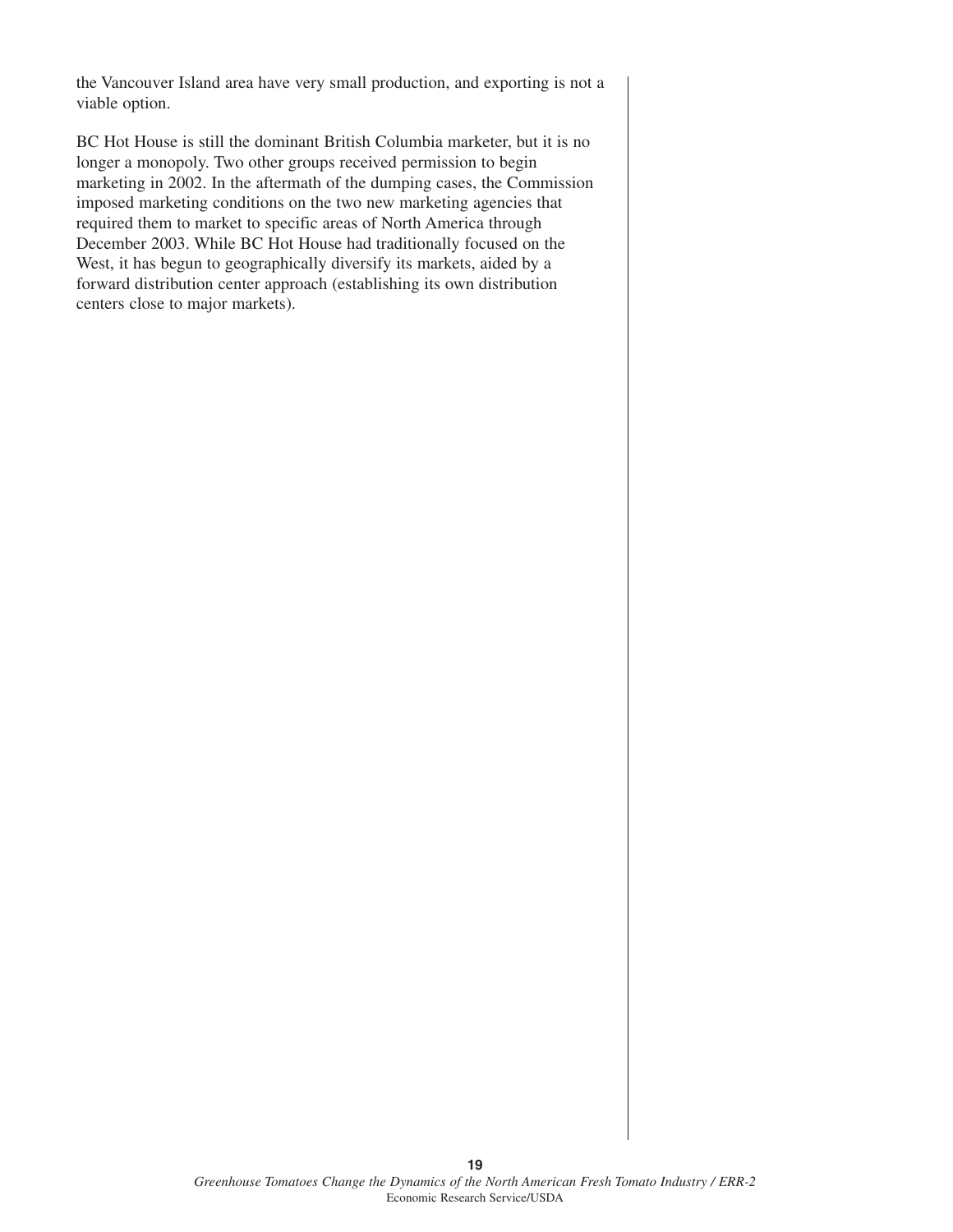the Vancouver Island area have very small production, and exporting is not a viable option.

BC Hot House is still the dominant British Columbia marketer, but it is no longer a monopoly. Two other groups received permission to begin marketing in 2002. In the aftermath of the dumping cases, the Commission imposed marketing conditions on the two new marketing agencies that required them to market to specific areas of North America through December 2003. While BC Hot House had traditionally focused on the West, it has begun to geographically diversify its markets, aided by a forward distribution center approach (establishing its own distribution centers close to major markets).